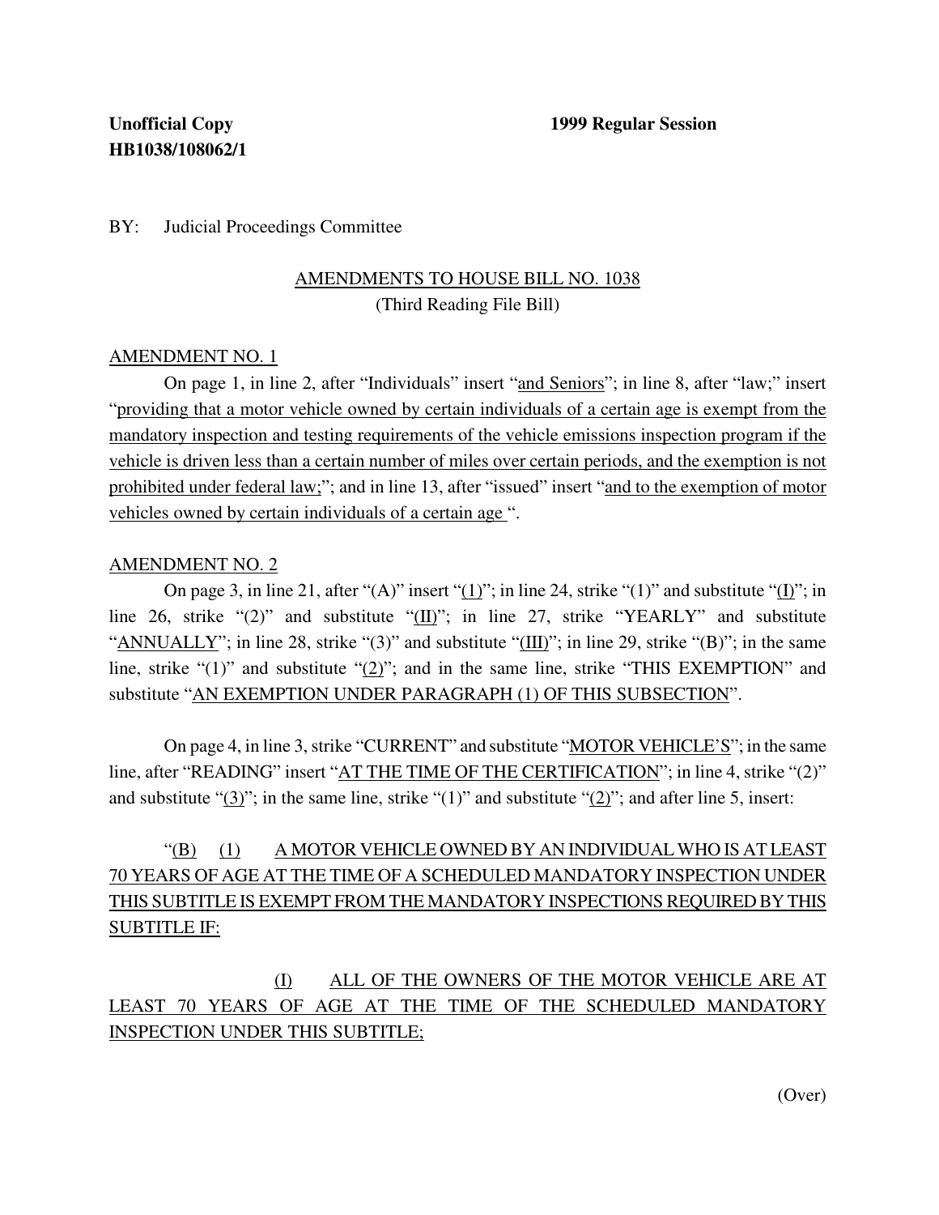**Unofficial Copy** **1999 Regular Session**
**HB1038/108062/1**

BY: Judicial Proceedings Committee

AMENDMENTS TO HOUSE BILL NO. 1038
(Third Reading File Bill)

AMENDMENT NO. 1

On page 1, in line 2, after "Individuals" insert "and Seniors"; in line 8, after "law;" insert "providing that a motor vehicle owned by certain individuals of a certain age is exempt from the mandatory inspection and testing requirements of the vehicle emissions inspection program if the vehicle is driven less than a certain number of miles over certain periods, and the exemption is not prohibited under federal law;"; and in line 13, after "issued" insert "and to the exemption of motor vehicles owned by certain individuals of a certain age ".

AMENDMENT NO. 2

On page 3, in line 21, after "(A)" insert "(1)"; in line 24, strike "(1)" and substitute "(I)"; in line 26, strike "(2)" and substitute "(II)"; in line 27, strike "YEARLY" and substitute "ANNUALLY"; in line 28, strike "(3)" and substitute "(III)"; in line 29, strike "(B)"; in the same line, strike "(1)" and substitute "(2)"; and in the same line, strike "THIS EXEMPTION" and substitute "AN EXEMPTION UNDER PARAGRAPH (1) OF THIS SUBSECTION".

On page 4, in line 3, strike "CURRENT" and substitute "MOTOR VEHICLE'S"; in the same line, after "READING" insert "AT THE TIME OF THE CERTIFICATION"; in line 4, strike "(2)" and substitute "(3)"; in the same line, strike "(1)" and substitute "(2)"; and after line 5, insert:

"(B) (1) A MOTOR VEHICLE OWNED BY AN INDIVIDUAL WHO IS AT LEAST 70 YEARS OF AGE AT THE TIME OF A SCHEDULED MANDATORY INSPECTION UNDER THIS SUBTITLE IS EXEMPT FROM THE MANDATORY INSPECTIONS REQUIRED BY THIS SUBTITLE IF:

(I) ALL OF THE OWNERS OF THE MOTOR VEHICLE ARE AT LEAST 70 YEARS OF AGE AT THE TIME OF THE SCHEDULED MANDATORY INSPECTION UNDER THIS SUBTITLE;

(Over)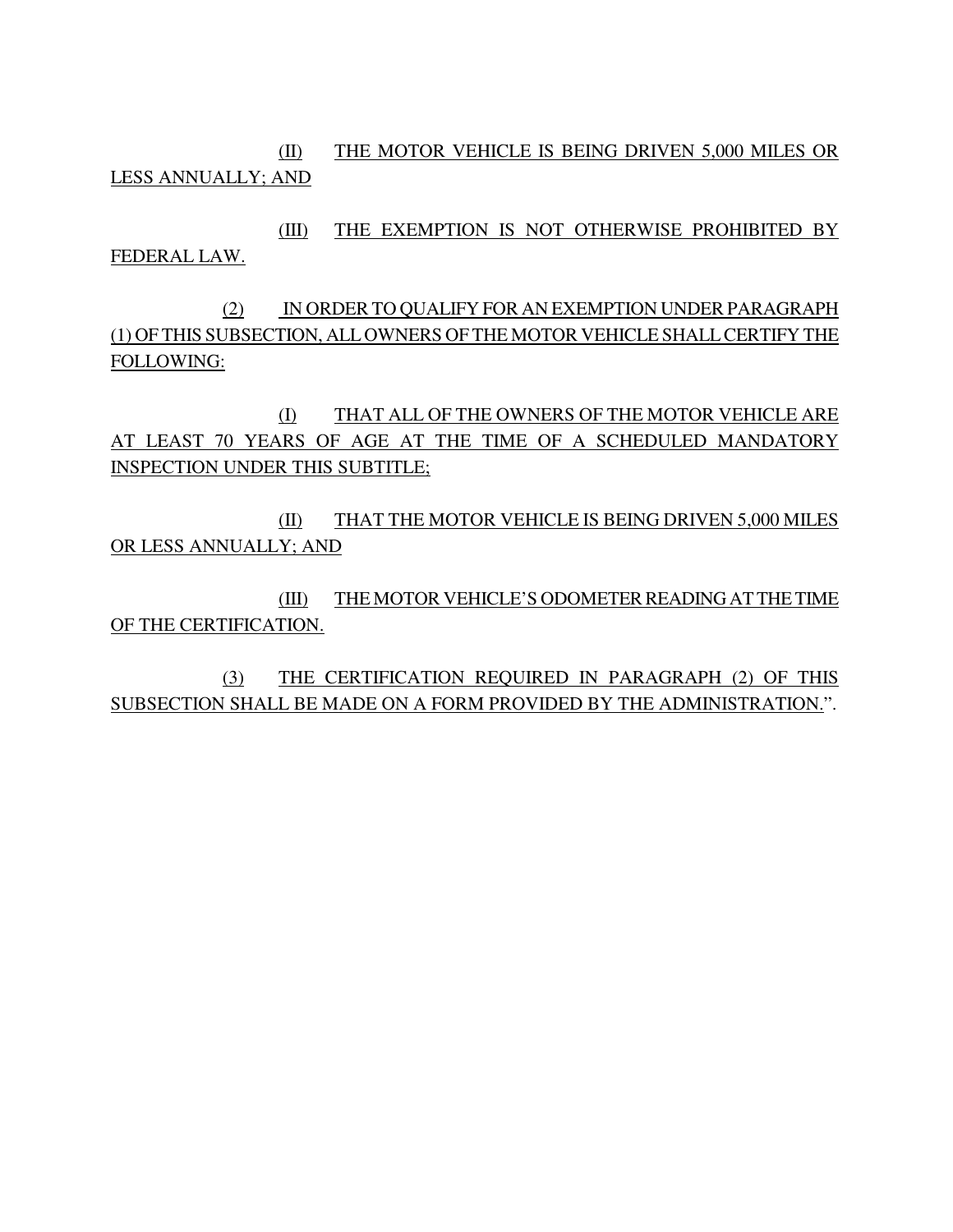(II) THE MOTOR VEHICLE IS BEING DRIVEN 5,000 MILES OR LESS ANNUALLY; AND

(III) THE EXEMPTION IS NOT OTHERWISE PROHIBITED BY FEDERAL LAW.

(2) IN ORDER TO QUALIFY FOR AN EXEMPTION UNDER PARAGRAPH (1) OF THIS SUBSECTION, ALL OWNERS OF THE MOTOR VEHICLE SHALL CERTIFY THE FOLLOWING:

(I) THAT ALL OF THE OWNERS OF THE MOTOR VEHICLE ARE AT LEAST 70 YEARS OF AGE AT THE TIME OF A SCHEDULED MANDATORY INSPECTION UNDER THIS SUBTITLE;

(II) THAT THE MOTOR VEHICLE IS BEING DRIVEN 5,000 MILES OR LESS ANNUALLY; AND

(III) THE MOTOR VEHICLE'S ODOMETER READING AT THE TIME OF THE CERTIFICATION.

(3) THE CERTIFICATION REQUIRED IN PARAGRAPH (2) OF THIS SUBSECTION SHALL BE MADE ON A FORM PROVIDED BY THE ADMINISTRATION.".